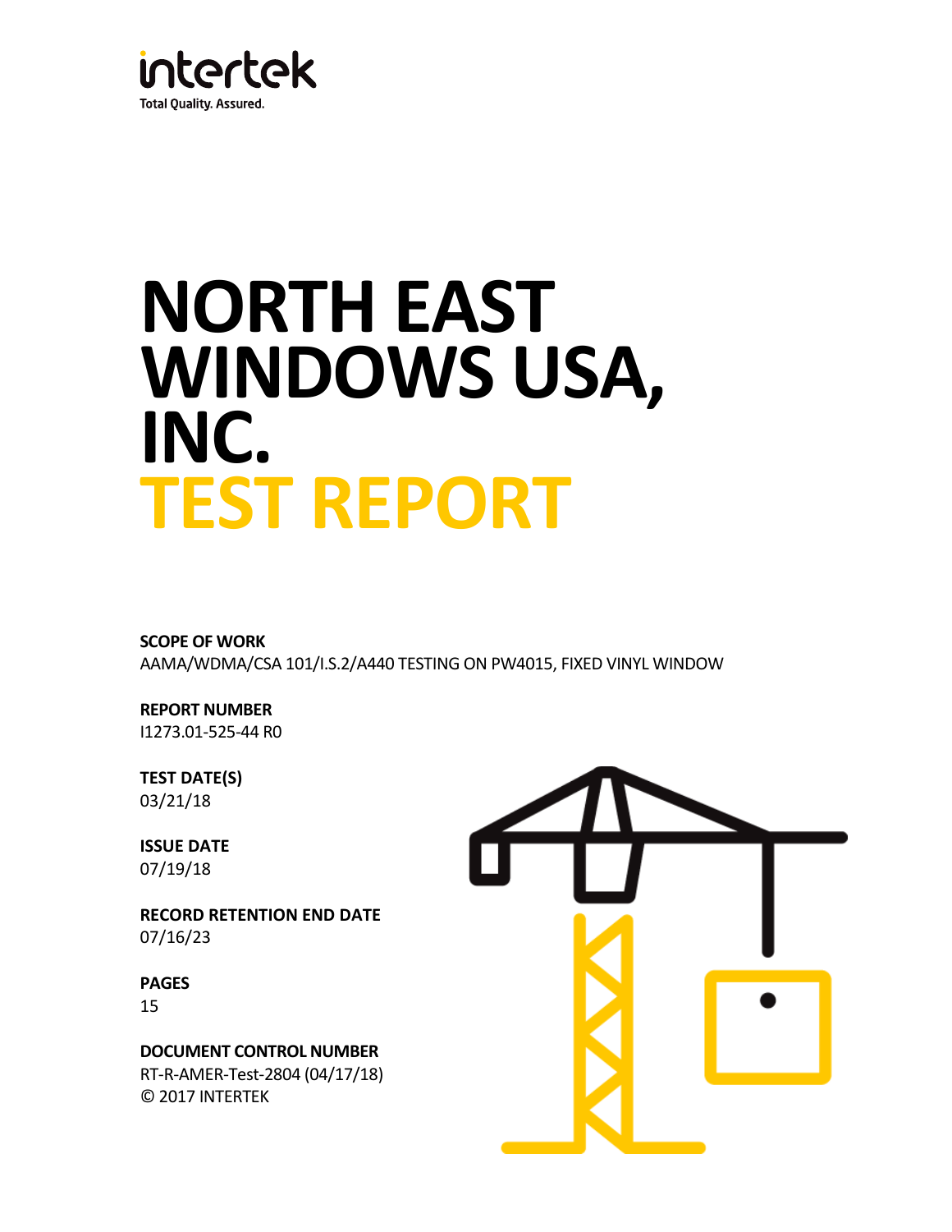intertek

Total Quality. Assured.

# NORTH EAST WINDOWS USA, INC.
# TEST REPORT

**SCOPE OF WORK**

AAMA/WDMA/CSA 101/I.S.2/A440 TESTING ON PW4015, FIXED VINYL WINDOW

**REPORT NUMBER**

I1273.01-525-44 R0

**TEST DATE(S)**

03/21/18

**ISSUE DATE**

07/19/18

**RECORD RETENTION END DATE**

07/16/23

**PAGES**

15

**DOCUMENT CONTROL NUMBER**

RT-R-AMER-Test-2804 (04/17/18)

© 2017 INTERTEK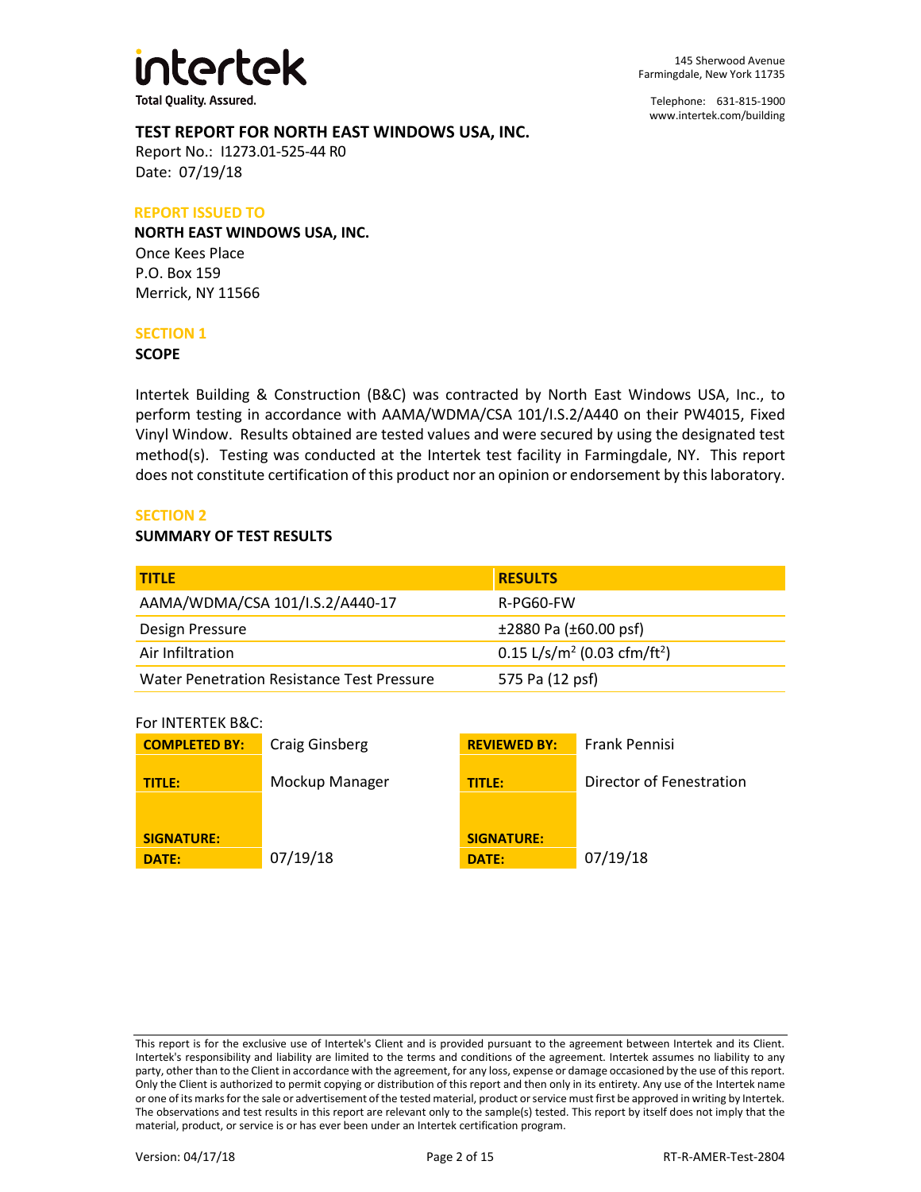intertek

Total Quality. Assured.

145 Sherwood Avenue
Farmingdale, New York 11735

Telephone: 631-815-1900
www.intertek.com/building

# TEST REPORT FOR NORTH EAST WINDOWS USA, INC.

Report No.: I1273.01-525-44 R0
Date: 07/19/18

**REPORT ISSUED TO**

**NORTH EAST WINDOWS USA, INC.**
Once Kees Place
P.O. Box 159
Merrick, NY 11566

## SECTION 1

### SCOPE

Intertek Building & Construction (B&C) was contracted by North East Windows USA, Inc., to perform testing in accordance with AAMA/WDMA/CSA 101/I.S.2/A440 on their PW4015, Fixed Vinyl Window. Results obtained are tested values and were secured by using the designated test method(s). Testing was conducted at the Intertek test facility in Farmingdale, NY. This report does not constitute certification of this product nor an opinion or endorsement by this laboratory.

## SECTION 2

### SUMMARY OF TEST RESULTS

| TITLE | RESULTS |
|---|---|
| AAMA/WDMA/CSA 101/I.S.2/A440-17 | R-PG60-FW |
| Design Pressure | ±2880 Pa (±60.00 psf) |
| Air Infiltration | 0.15 L/s/m$^2$ (0.03 cfm/ft$^2$) |
| Water Penetration Resistance Test Pressure | 575 Pa (12 psf) |

For INTERTEK B&C:

| | | | |
|---|---|---|---|
| **COMPLETED BY:** | Craig Ginsberg | **REVIEWED BY:** | Frank Pennisi |
| **TITLE:** | Mockup Manager | **TITLE:** | Director of Fenestration |
| **SIGNATURE:** | | **SIGNATURE:** | |
| **DATE:** | 07/19/18 | **DATE:** | 07/19/18 |

This report is for the exclusive use of Intertek's Client and is provided pursuant to the agreement between Intertek and its Client. Intertek's responsibility and liability are limited to the terms and conditions of the agreement. Intertek assumes no liability to any party, other than to the Client in accordance with the agreement, for any loss, expense or damage occasioned by the use of this report. Only the Client is authorized to permit copying or distribution of this report and then only in its entirety. Any use of the Intertek name or one of its marks for the sale or advertisement of the tested material, product or service must first be approved in writing by Intertek. The observations and test results in this report are relevant only to the sample(s) tested. This report by itself does not imply that the material, product, or service is or has ever been under an Intertek certification program.

Version: 04/17/18 RT-R-AMER-Test-2804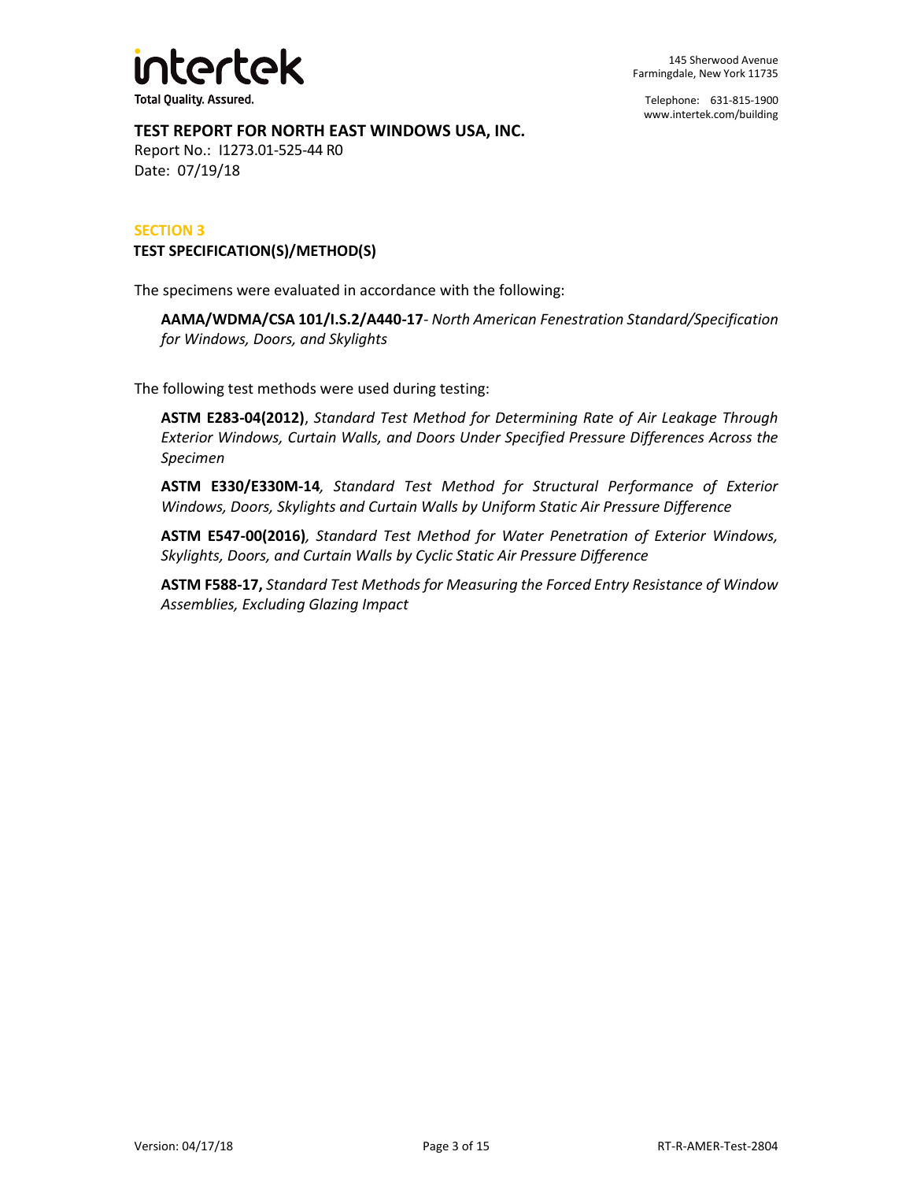**TEST REPORT FOR NORTH EAST WINDOWS USA, INC.**
Report No.: I1273.01-525-44 R0
Date: 07/19/18

## SECTION 3

### TEST SPECIFICATION(S)/METHOD(S)

The specimens were evaluated in accordance with the following:

**AAMA/WDMA/CSA 101/I.S.2/A440-17**- *North American Fenestration Standard/Specification for Windows, Doors, and Skylights*

The following test methods were used during testing:

**ASTM E283-04(2012)**, *Standard Test Method for Determining Rate of Air Leakage Through Exterior Windows, Curtain Walls, and Doors Under Specified Pressure Differences Across the Specimen*

**ASTM E330/E330M-14**, *Standard Test Method for Structural Performance of Exterior Windows, Doors, Skylights and Curtain Walls by Uniform Static Air Pressure Difference*

**ASTM E547-00(2016)**, *Standard Test Method for Water Penetration of Exterior Windows, Skylights, Doors, and Curtain Walls by Cyclic Static Air Pressure Difference*

**ASTM F588-17,** *Standard Test Methods for Measuring the Forced Entry Resistance of Window Assemblies, Excluding Glazing Impact*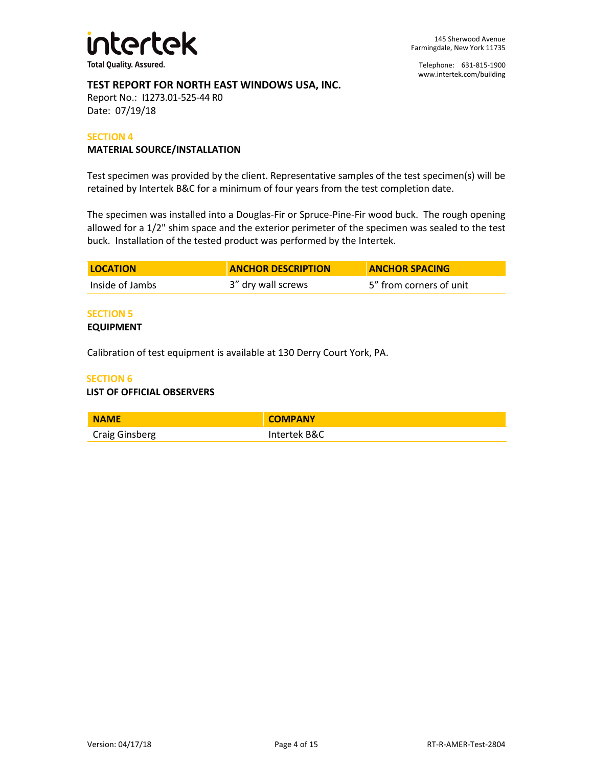**TEST REPORT FOR NORTH EAST WINDOWS USA, INC.**
Report No.: I1273.01-525-44 R0
Date: 07/19/18

## SECTION 4
### MATERIAL SOURCE/INSTALLATION

Test specimen was provided by the client. Representative samples of the test specimen(s) will be retained by Intertek B&C for a minimum of four years from the test completion date.

The specimen was installed into a Douglas-Fir or Spruce-Pine-Fir wood buck. The rough opening allowed for a 1/2" shim space and the exterior perimeter of the specimen was sealed to the test buck. Installation of the tested product was performed by the Intertek.

| LOCATION | ANCHOR DESCRIPTION | ANCHOR SPACING |
|---|---|---|
| Inside of Jambs | 3” dry wall screws | 5” from corners of unit |

## SECTION 5
### EQUIPMENT

Calibration of test equipment is available at 130 Derry Court York, PA.

## SECTION 6
### LIST OF OFFICIAL OBSERVERS

| NAME | COMPANY |
|---|---|
| Craig Ginsberg | Intertek B&C |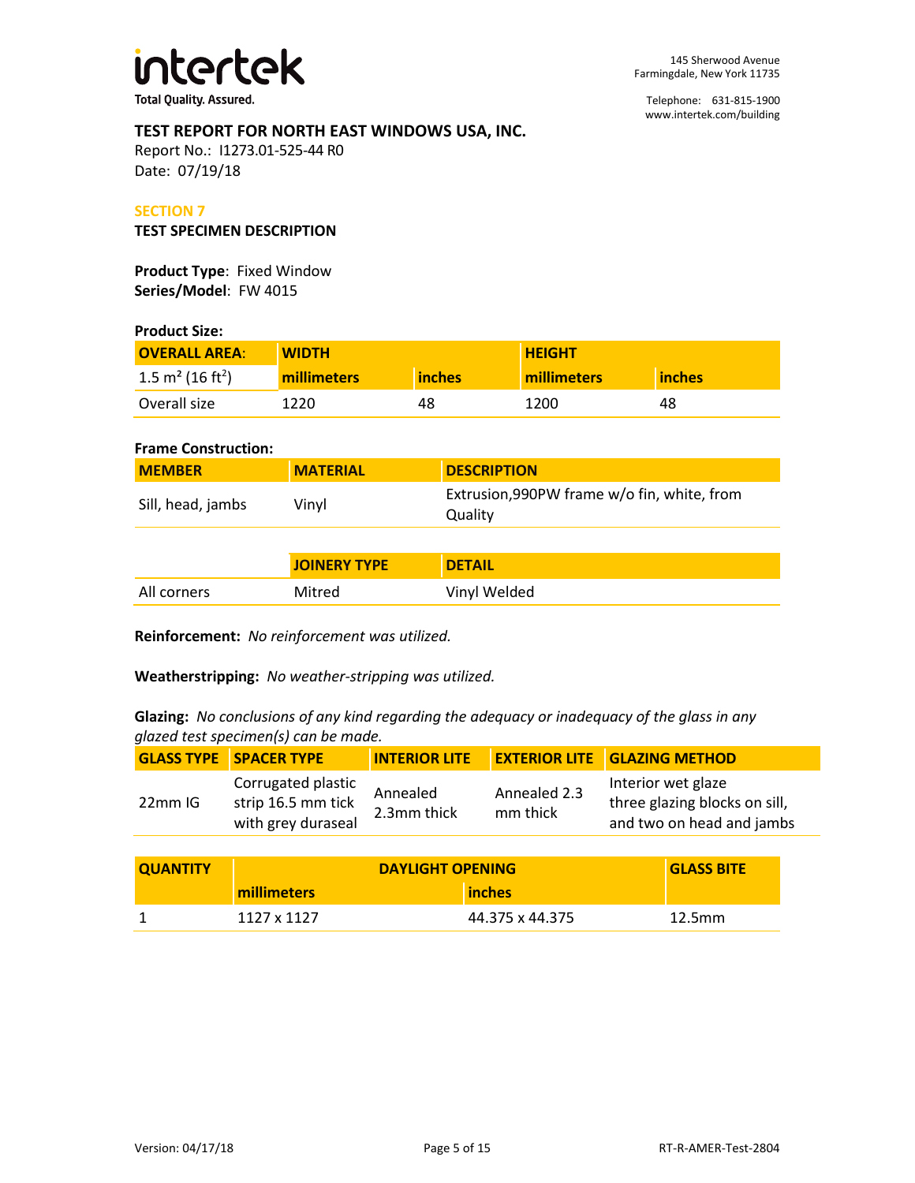**TEST REPORT FOR NORTH EAST WINDOWS USA, INC.**

Report No.: I1273.01-525-44 R0

Date: 07/19/18

## SECTION 7

### TEST SPECIMEN DESCRIPTION

**Product Type**: Fixed Window

**Series/Model**: FW 4015

**Product Size:**

| OVERALL AREA: | WIDTH | | HEIGHT | |
|---|---|---|---|---|
| 1.5 m² (16 ft²) | millimeters | inches | millimeters | inches |
| Overall size | 1220 | 48 | 1200 | 48 |

**Frame Construction:**

| MEMBER | MATERIAL | DESCRIPTION |
|---|---|---|
| Sill, head, jambs | Vinyl | Extrusion,990PW frame w/o fin, white, from Quality |

| | JOINERY TYPE | DETAIL |
|---|---|---|
| All corners | Mitred | Vinyl Welded |

**Reinforcement:** *No reinforcement was utilized.*

**Weatherstripping:** *No weather-stripping was utilized.*

**Glazing:** *No conclusions of any kind regarding the adequacy or inadequacy of the glass in any glazed test specimen(s) can be made.*

| GLASS TYPE | SPACER TYPE | INTERIOR LITE | EXTERIOR LITE | GLAZING METHOD |
|---|---|---|---|---|
| 22mm IG | Corrugated plastic strip 16.5 mm tick with grey duraseal | Annealed 2.3mm thick | Annealed 2.3 mm thick | Interior wet glaze three glazing blocks on sill, and two on head and jambs |

| QUANTITY | DAYLIGHT OPENING | | GLASS BITE |
|---|---|---|---|
| | millimeters | inches | |
| 1 | 1127 x 1127 | 44.375 x 44.375 | 12.5mm |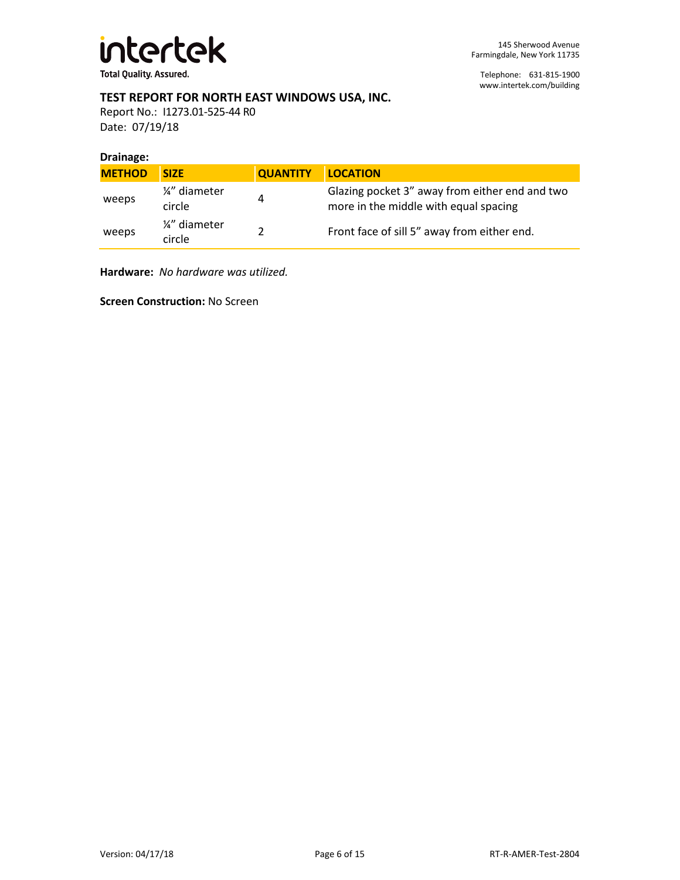**TEST REPORT FOR NORTH EAST WINDOWS USA, INC.**

Report No.: I1273.01-525-44 R0

Date: 07/19/18

**Drainage:**

| METHOD | SIZE | QUANTITY | LOCATION |
|---|---|---|---|
| weeps | ¼" diameter circle | 4 | Glazing pocket 3" away from either end and two more in the middle with equal spacing |
| weeps | ¼" diameter circle | 2 | Front face of sill 5" away from either end. |

**Hardware:** *No hardware was utilized.*

**Screen Construction:** No Screen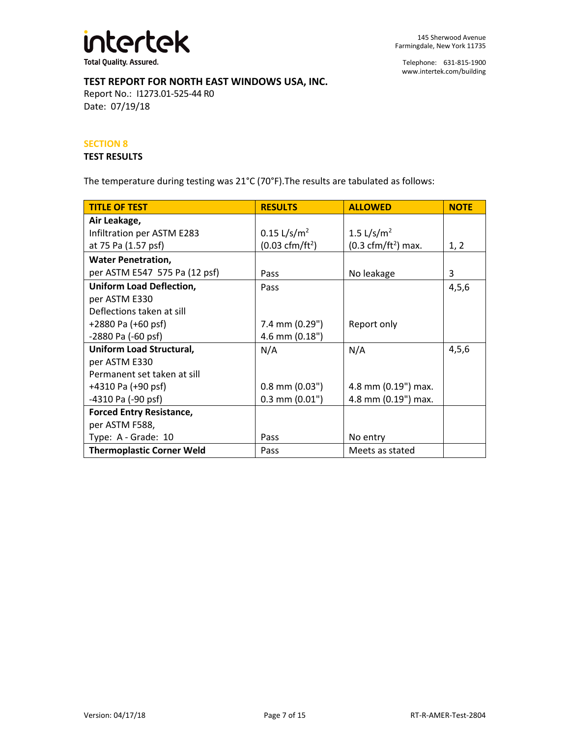**TEST REPORT FOR NORTH EAST WINDOWS USA, INC.**
Report No.: I1273.01-525-44 R0
Date: 07/19/18

## SECTION 8

### TEST RESULTS

The temperature during testing was 21°C (70°F).The results are tabulated as follows:

| TITLE OF TEST | RESULTS | ALLOWED | NOTE |
|---|---|---|---|
| **Air Leakage,**<br>Infiltration per ASTM E283<br>at 75 Pa (1.57 psf) | 0.15 L/s/$m^2$<br>(0.03 cfm/$ft^2$) | 1.5 L/s/$m^2$<br>(0.3 cfm/$ft^2$) max. | 1, 2 |
| **Water Penetration,**<br>per ASTM E547 575 Pa (12 psf) | Pass | No leakage | 3 |
| **Uniform Load Deflection,**<br>per ASTM E330<br>Deflections taken at sill<br>+2880 Pa (+60 psf)<br>-2880 Pa (-60 psf) | Pass<br><br><br>7.4 mm (0.29")<br>4.6 mm (0.18") | Report only | 4,5,6 |
| **Uniform Load Structural,**<br>per ASTM E330<br>Permanent set taken at sill<br>+4310 Pa (+90 psf)<br>-4310 Pa (-90 psf) | N/A<br><br><br>0.8 mm (0.03")<br>0.3 mm (0.01") | N/A<br><br><br>4.8 mm (0.19") max.<br>4.8 mm (0.19") max. | 4,5,6 |
| **Forced Entry Resistance,**<br>per ASTM F588,<br>Type: A - Grade: 10 | Pass | No entry | |
| **Thermoplastic Corner Weld** | Pass | Meets as stated | |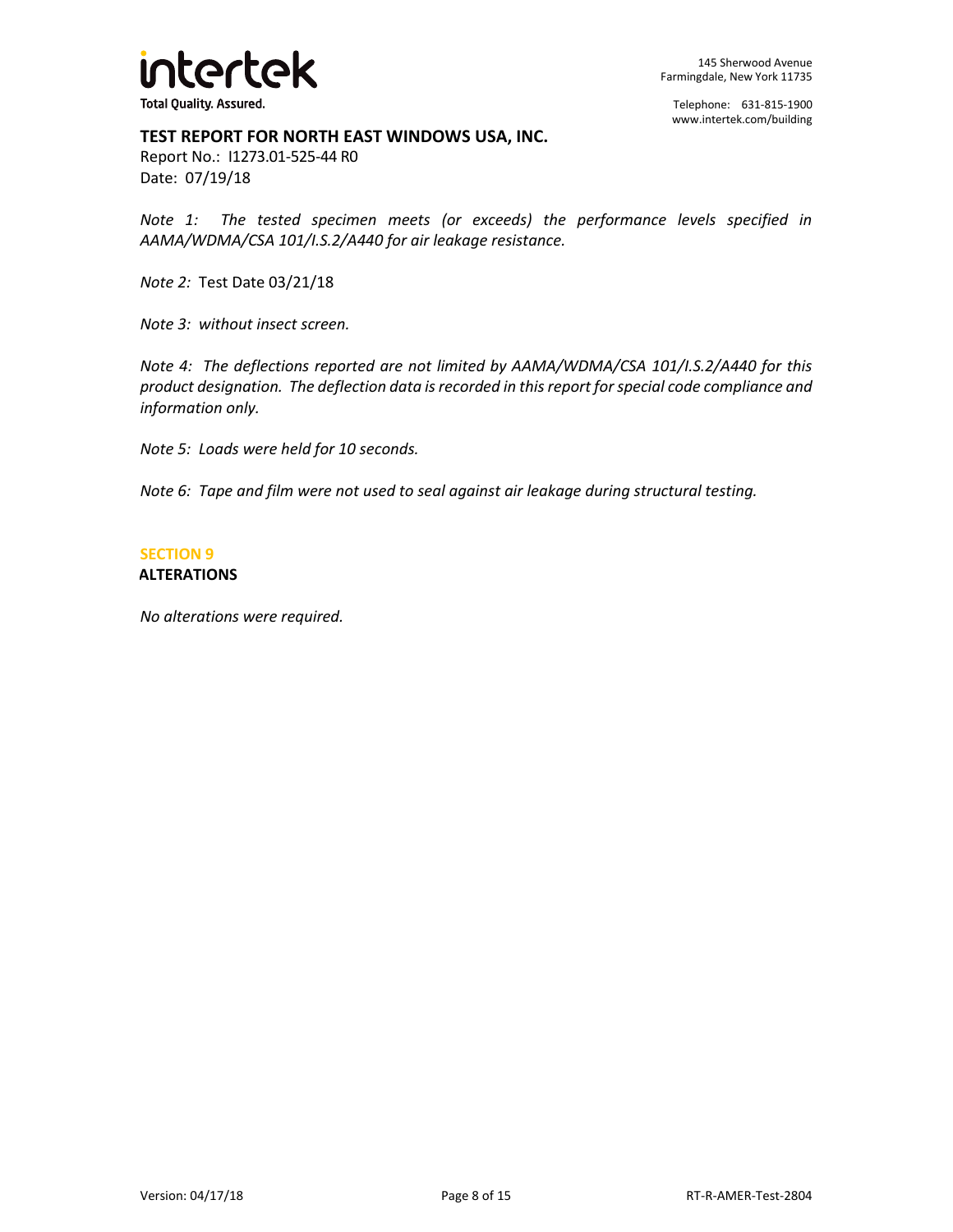*Note 1: The tested specimen meets (or exceeds) the performance levels specified in AAMA/WDMA/CSA 101/I.S.2/A440 for air leakage resistance.*

*Note 2:* Test Date 03/21/18

*Note 3: without insect screen.*

*Note 4: The deflections reported are not limited by AAMA/WDMA/CSA 101/I.S.2/A440 for this product designation. The deflection data is recorded in this report for special code compliance and information only.*

*Note 5: Loads were held for 10 seconds.*

*Note 6: Tape and film were not used to seal against air leakage during structural testing.*

## SECTION 9
**ALTERATIONS**

*No alterations were required.*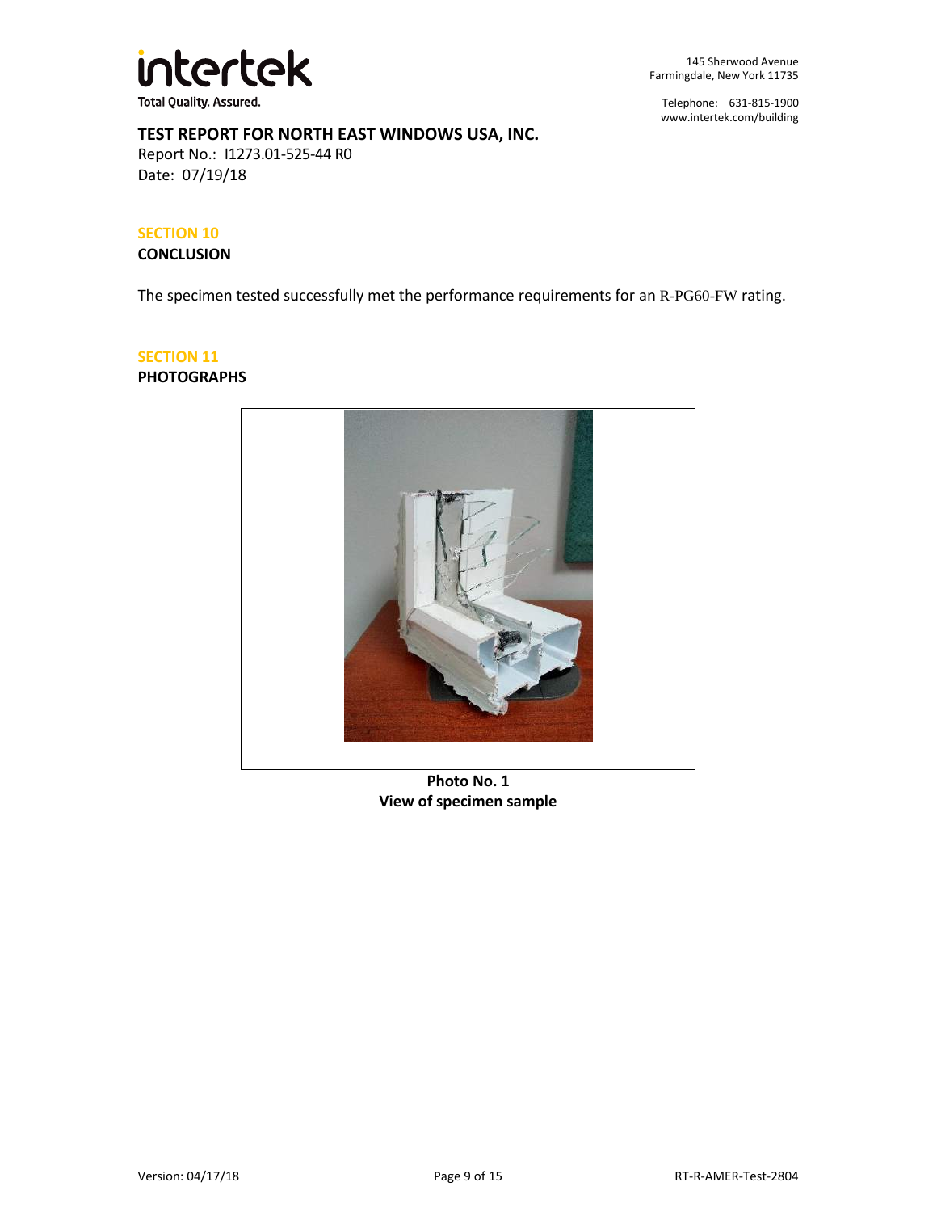**TEST REPORT FOR NORTH EAST WINDOWS USA, INC.**
Report No.: I1273.01-525-44 R0
Date: 07/19/18

## SECTION 10
### CONCLUSION

The specimen tested successfully met the performance requirements for an R-PG60-FW rating.

## SECTION 11
### PHOTOGRAPHS

**Photo No. 1**
**View of specimen sample**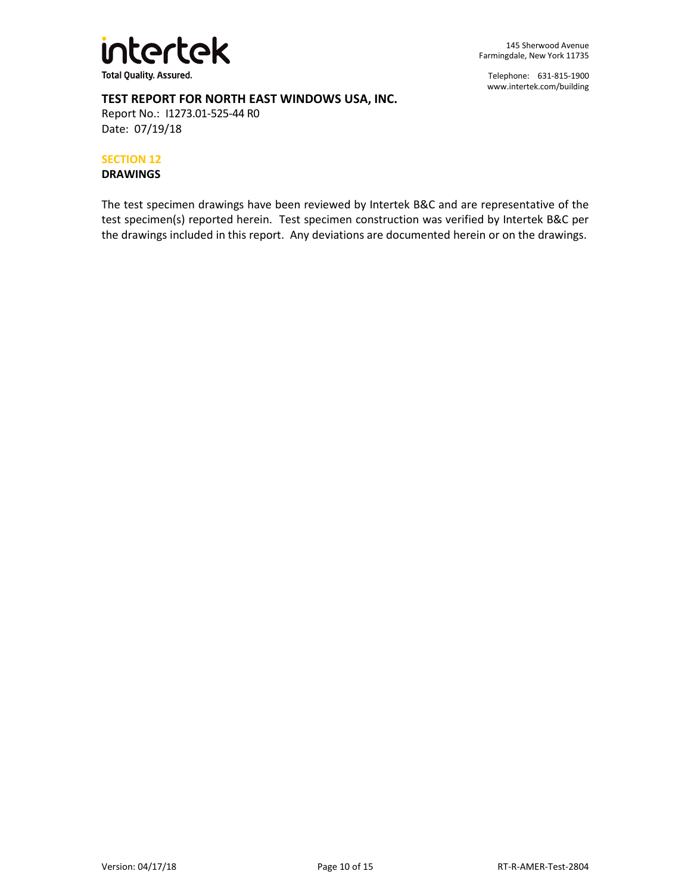**TEST REPORT FOR NORTH EAST WINDOWS USA, INC.**

Report No.: I1273.01-525-44 R0

Date: 07/19/18

## SECTION 12

## DRAWINGS

The test specimen drawings have been reviewed by Intertek B&C and are representative of the test specimen(s) reported herein. Test specimen construction was verified by Intertek B&C per the drawings included in this report. Any deviations are documented herein or on the drawings.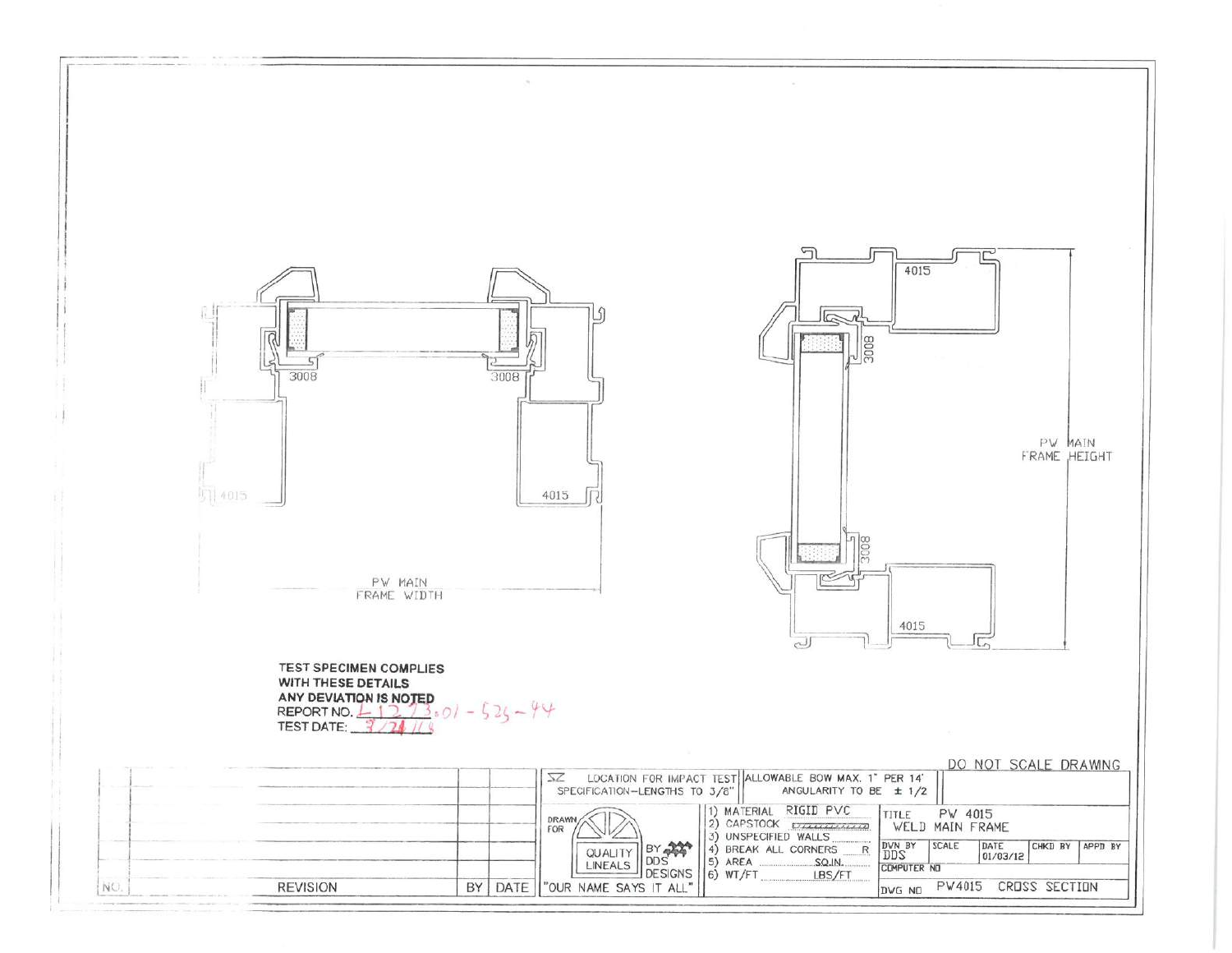3008

3008

4015

PW MAIN FRAME WIDTH

4015

3008

3008

4015

PW MAIN FRAME HEIGHT

**TEST SPECIMEN COMPLIES WITH THESE DETAILS**
**ANY DEVIATION IS NOTED**
REPORT NO. L1273.01-535-44
TEST DATE: 3/24/13

DO NOT SCALE DRAWING

| NO. | REVISION | BY | DATE |
|---|---|---|---|

LOCATION FOR IMPACT TEST SPECIFICATION—LENGTHS TO 3/8"

ALLOWABLE BOW MAX. 1" PER 14' ANGULARITY TO BE ± 1/2

DRAWN FOR QUALITY LINEALS BY DDS DESIGNS "OUR NAME SAYS IT ALL"

1) MATERIAL RIGID PVC
2) CAPSTOCK
3) UNSPECIFIED WALLS
4) BREAK ALL CORNERS R
5) AREA SQ.IN.
6) WT/FT LBS/FT

TITLE PW 4015 WELD MAIN FRAME

| DWN BY | SCALE | DATE | CHKD BY | APPD BY |
|---|---|---|---|---|
| DDS | | 01/03/12 | | |

COMPUTER NO

DWG NO PW4015 CROSS SECTION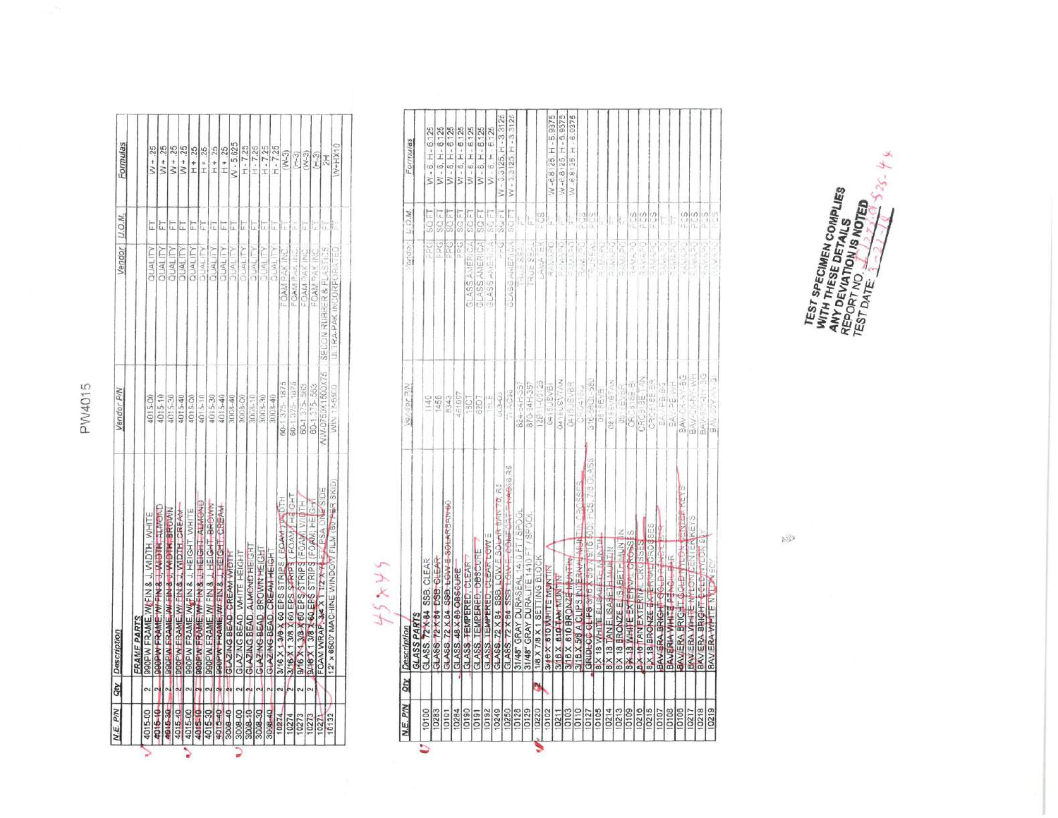PW4015

| N.E. P/N | Qty | Description | Vendor P/N | Vendor | U.O.M. | Formulas |
|---|---|---|---|---|---|---|
| | | **FRAME PARTS** | | | | |
| 4015-00 | 2 | 990PW FRAME, W/ FIN & J, WIDTH, WHITE | 4015-00 | QUALITY | FT | W + .25 |
| 4015-10 | 2 | 990PW FRAME, W/ FIN & J, WIDTH, ALMOND | 4015-10 | QUALITY | FT | W + .25 |
| 4015-30 | 2 | 990PW FRAME, W/ FIN & J, WIDTH, BROWN | 4015-30 | QUALITY | FT | W + .25 |
| 4015-40 | 2 | 990PW FRAME, W/ FIN & J, WIDTH, CREAM | 4015-40 | QUALITY | FT | W + .25 |
| 4015-00 | 2 | 990PW FRAME, W/ FIN & J, HEIGHT, WHITE | 4015-00 | QUALITY | FT | H + .25 |
| 4015-10 | 2 | 990PW FRAME, W/ FIN & J, HEIGHT, ALMOND | 4015-10 | QUALITY | FT | H + .25 |
| 4015-30 | 2 | 990PW FRAME, W/ FIN & J, HEIGHT, BROWN | 4015-30 | QUALITY | FT | H + .25 |
| 4015-40 | 2 | 990PW FRAME, W/ FIN & J, HEIGHT, CREAM | 4015-40 | QUALITY | FT | H + .25 |
| 3008-40 | 2 | GLAZING BEAD, CREAM WIDTH | 3008-40 | QUALITY | FT | W - 5.625 |
| 3008-00 | 2 | GLAZING BEAD, WHITE HEIGHT | 3008-00 | QUALITY | FT | H - 7.25 |
| 3008-10 | 2 | GLAZING BEAD, ALMOND HEIGHT | 3008-10 | QUALITY | FT | H - 7.25 |
| 3008-30 | 2 | GLAZING BEAD, BROWN HEIGHT | 3008-30 | QUALITY | FT | H - 7.25 |
| 3008-40 | 2 | GLAZING BEAD, CREAM HEIGHT | 3008-40 | QUALITY | FT | H - 7.25 |
| 10274 | 2 | 3/16 X 1 3/8 X 60 EPS STRIPS (FOAM) WIDTH | 60-1.375-.1875 | FOAM PAK INC. | FT | (W-3) |
| 10274 | 2 | 3/16 X 1 3/8 X 60 EPS STRIPS (FOAM) HEIGHT | 60-1.375-.1875 | FOAM PAK INC. | FT | (H-3) |
| 10273 | 2 | 9/16 X 1 3/8 X 60 EPS STRIPS (FOAM) WIDTH | 60-1.375-.563 | FOAM PAK INC. | FT | (W-3) |
| 10273 | 2 | 9/16 X 1 3/8 X 60 EPS STRIPS (FOAM) HEIGHT | 60-1.375-.563 | FOAM PAK INC. | FT | (H-3) |
| 10271 | | FOAM WRAP, 3/4 X 1 1/2 X 75, PSA ONE SIDE | WW-0750X1500X75 | SECON RUBBER & PLASTICS | FT | 2H |
| 10132 | | 12" x 8500' MACHINE WINDOW FILM (80 PER SKID) | WIN 12x8500 | ULTRA-PAK INCORPORATED | FT | W+HX10 |

45x45

| N.E. P/N | Qty | Description | Vendor P/N | Vendor | U.O.M. | Formulas |
|---|---|---|---|---|---|---|
| | | **GLASS PARTS** | | | | |
| 10100 | | GLASS, 72 X 84 SSB, CLEAR | 1140 | PPG | SQ FT | W - 6, H - 6.125 |
| 10283 | | GLASS, 72 X 84 DSB, CLEAR | 1456 | PPG | SQ FT | W - 6, H - 6.125 |
| 10101 | | GLASS, 72 X 84 SSB LOW E SOLARBAN 60 | 6343 | PPG | SQ FT | W - 6, H - 6.125 |
| 10284 | | GLASS, 48 X 80 OBSCURE | 481007 | PPG | SQ FT | W - 6, H - 6.125 |
| 10190 | | GLASS, TEMPERED, CLEAR | 18CT | GLASS AMERICA | SQ FT | W - 6, H - 6.125 |
| 10191 | | GLASS, TEMPERED, OBSCURE | 62OT | GLASS AMERICA | SQ FT | W - 6, H - 6.125 |
| 10192 | | GLASS, TEMPERED, CLEAR LOW E | 18LE | GLASS AMERICA | SQ FT | W - 6, H - 6.125 |
| 10249 | | GLASS, 72 X 84 SSB LOW E SOLAR BAN 70 R3 | 063-03 | PPG | SQ FT | W - 5.3125, H - 3.3125 |
| 10250 | | GLASS, 72 X 84 SSB LOW E COMFORT T-HASS R6 | 11-ACX6 | GLASS AMERICA | SQ FT | W - 5.3125, H - 3.3125 |
| 10128 | | 31/48" GRAY DURASEAL 1410 FT / SPOOL | 824-84H-557 | TRUE SEAL | FT | |
| 10129 | | 31/48" GRAY DURALITE 1410 FT / SPOOL | 870-84H-557 | TRUE SEAL | FT | |
| 10220 | 2 | 1/8 X 7/8 X 1 SETTING BLOCK | 12B1-00125 | LAVATEK | PCS | |
| 10102 | | 3/16 X 610 WHITE MUNTIN | 0416USVBI | RAVAPRO | FT | W-6.8125, H - 6.9375 |
| 10211 | | 3/16 X 610 TAN MUNTIN | 0416USVTAN | RAVAPRO | FT | W-6.8125, H - 6.9375 |
| 10103 | | 3/16 X 610 BRONZE MUNTIN | 0416USVBR | RAVAPRO | FT | W-6.8125, H - 6.9375 |
| 10110 | | 3/16 X 5/8 A CLIPS INTERNAL MUNTIN CROSSES | DT0416U | RAVAPRO | PCS | |
| 10127 | | GRID-LOC CLIPS 3/16 X 5/8 (7/8" 3001 PCS, 7/8 GLASS | 316-580L-580 | TRUE SEAL | PCS | |
| 10105 | | 8X 18 WHITE ELISABETH MUNTIN | 0818EVBI | RAVAPRO | FT | |
| 10214 | | 8 X 18 TAN ELISABETH MUNTIN | 0818EVBTAN | RAVAPRO | FT | |
| 10213 | | 8X 18 BRONZE ELISABET MUNTIN | 0818EVBR | RAVAPRO | FT | |
| 10109 | | 8X 18 WHITE EXTERNAL CROSSES | CR0818EBI | RAVAPRO | PCS | |
| 10216 | | 8X 18 TAN EXTERNAL CROSSES | CR0818EB TAN | RAVAPRO | PCS | |
| 10215 | | 8 X 18 BRONZE EXTERNAL CROSSES | CR0818EBR | RAVAPRO | PCS | |
| 10107 | | BAVERIA BRIGHT GOLD PENCIL BAR | BA PB BG | RAVAPRO | FT | |
| 10108 | | BAVERIA WHITE PENCIL BAR | BA PB WH | RAVAPRO | FT | |
| 10106 | | BAVERA BRIGHT GOLD NYLON CENTER KEYS | BAV-CK-NY-BG | RAVAPRO | PCS | |
| 10217 | | BAVERA WHITE NYLON CENTER KEYS | BAV-CK-NY-WH | RAVAPRO | PCS | |
| 10218 | | BAVERA BRIGHT GOLD NYLON 90 | BAV-90°-NY-BG | RAVAPRO | PCS | |
| 10219 | | BAVERA WHITE NYLON 90 | BAV-90°-NY-SI | RAVAPRO | PCS | |

TEST SPECIMEN COMPLIES WITH THESE DETAILS ANY DEVIATION IS NOTED

REPORT NO. F1271.0525-44

TEST DATE: 3-21-14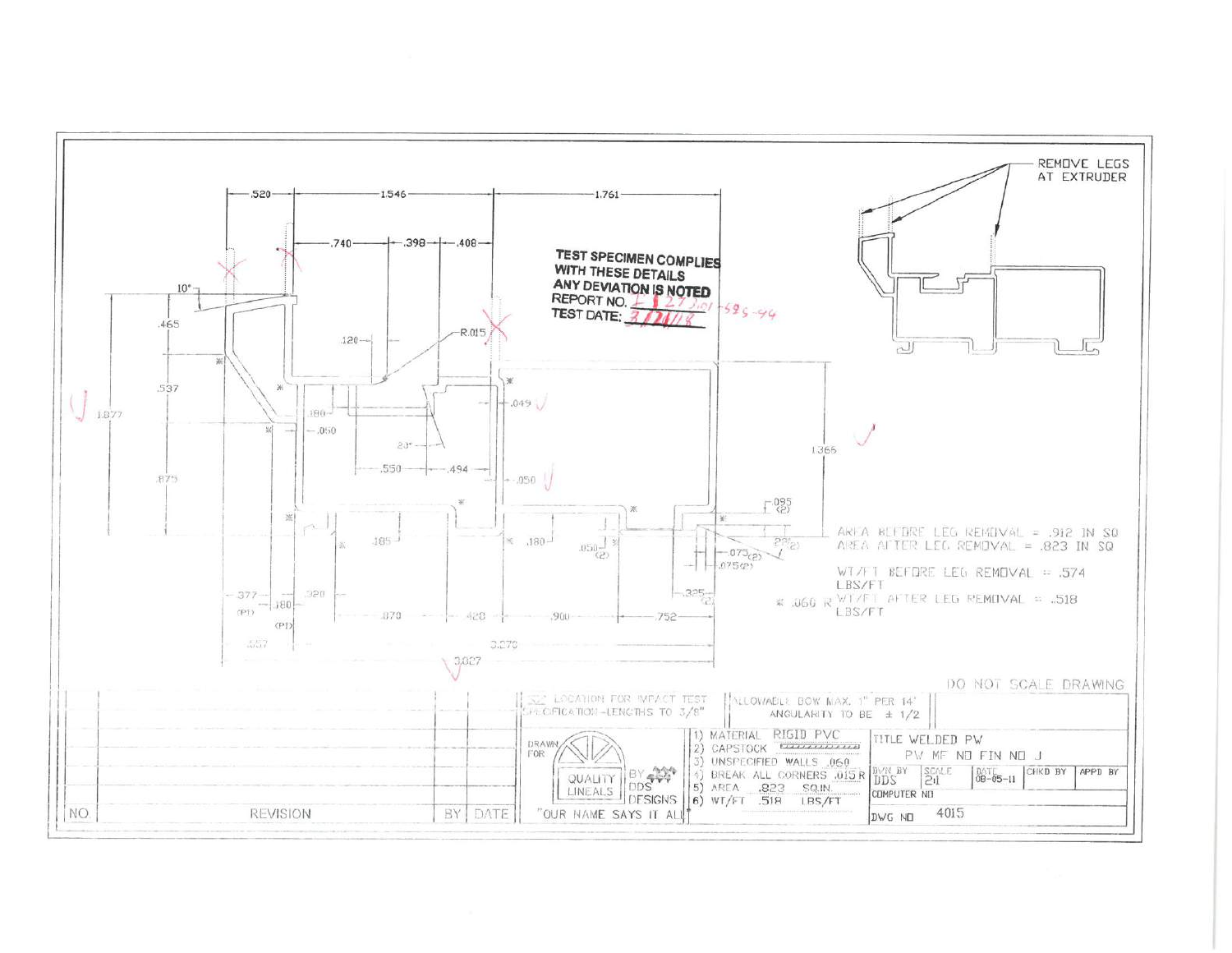REMOVE LEGS AT EXTRUDER

TEST SPECIMEN COMPLIES WITH THESE DETAILS
ANY DEVIATION IS NOTED
REPORT NO. E1273.01-595-44
TEST DATE: 3/24/18

.520 1.546 1.761

.740 .398 .408

10° .465 .537 1.877 .875

.120 R.015

.049 .050

.180 .050 23° .550 .494

1.365

.095 (2)

22° (2)

.185 .180 .050 (2) .075 (2) .075 (2)

.377 (P1) .180 (P1) .320 .070 .420 .900 .752 .325 (2)

.557 3.270 3.827

AREA BEFORE LEG REMOVAL = .912 IN SQ
AREA AFTER LEG REMOVAL = .823 IN SQ

WT/FT BEFORE LEG REMOVAL = .574 LBS/FT
WT/FT AFTER LEG REMOVAL = .518 LBS/FT

* .060 R

DO NOT SCALE DRAWING

LOCATION FOR IMPACT TEST SPECIFICATION -LENGTHS TO 3/8"

ALLOWABLE BOW MAX. 1" PER 14'
ANGULARITY TO BE ± 1/2

1) MATERIAL RIGID PVC
2) CAPSTOCK
3) UNSPECIFIED WALLS .060
4) BREAK ALL CORNERS .015 R
5) AREA .823 SQ.IN.
6) WT/FT .518 LBS/FT

DRAWN FOR QUALITY LINEALS

BY DDS DESIGNS "OUR NAME SAYS IT ALL"

TITLE WELDED PW
PW MF NO FIN NO J

| DWN BY | SCALE | DATE | CHKD BY | APPD BY |
|---|---|---|---|---|
| DDS | 2:1 | 08-05-11 | | |

COMPUTER NO

DWG NO 4015

| NO | REVISION | BY | DATE |
|---|---|---|---|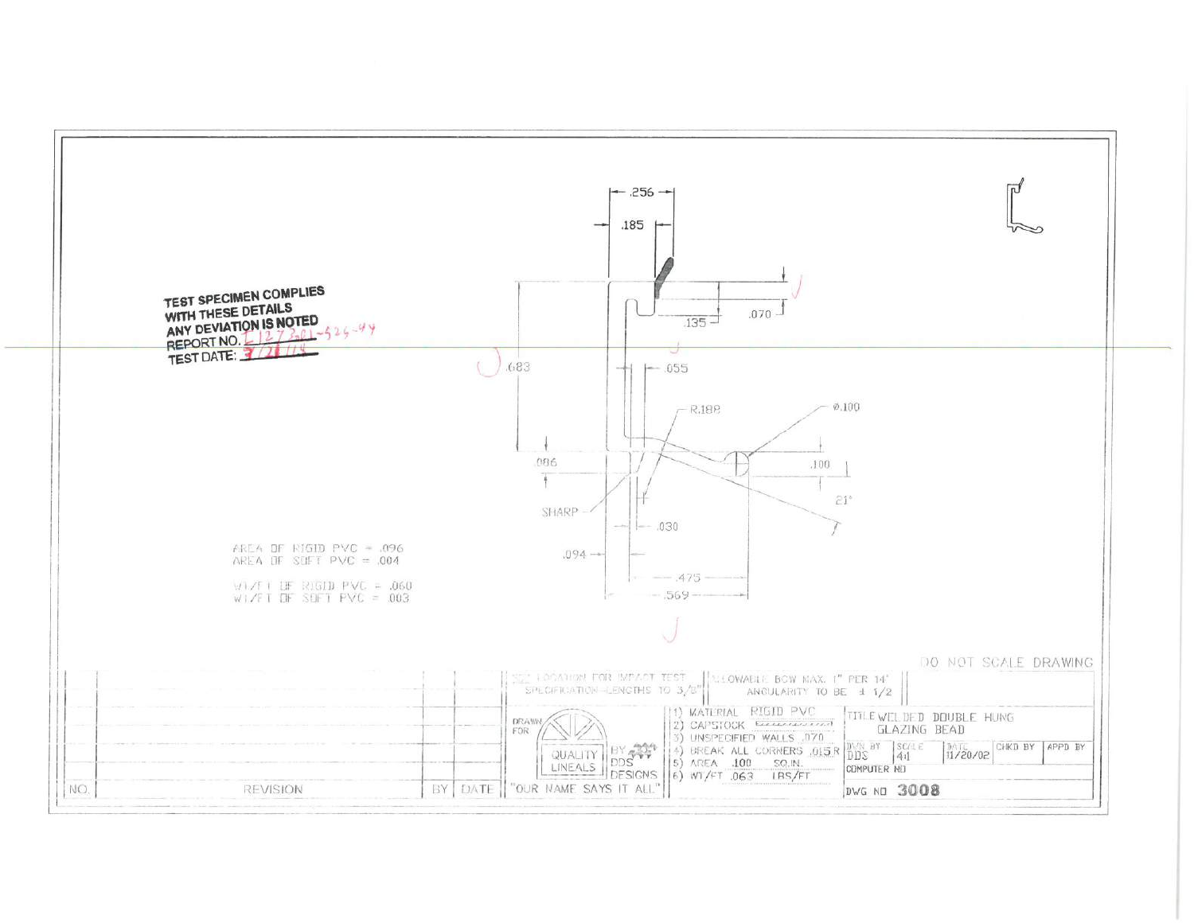TEST SPECIMEN COMPLIES WITH THESE DETAILS ANY DEVIATION IS NOTED
REPORT NO. E1273.01-526-44
TEST DATE: 3/21/04

.256

.185

.070

.135

.683

.055

R.188

Ø.100

.086

.100

21°

SHARP

.030

.094

.475

.569

AREA OF RIGID PVC = .096
AREA OF SOFT PVC = .004

WT/FT OF RIGID PVC = .060
WT/FT OF SOFT PVC = .003

DO NOT SCALE DRAWING

SEE LOCATION FOR IMPACT TEST SPECIFICATION - LENGTHS TO 3/8"

ALLOWABLE BOW MAX. 1" PER 14' ANGULARITY TO BE ± 1/2

1) MATERIAL RIGID PVC
2) CAPSTOCK
3) UNSPECIFIED WALLS .070
4) BREAK ALL CORNERS .015 R
5) AREA .100 SQ.IN.
6) WT/FT .063 LBS/FT

DRAWN FOR QUALITY LINEALS

BY DDS DESIGNS "OUR NAME SAYS IT ALL"

TITLE WELDED DOUBLE HUNG GLAZING BEAD

| DWN BY | SCALE | DATE | CHKD BY | APPD BY |
|---|---|---|---|---|
| DDS | 4:1 | 11/20/02 | | |

COMPUTER NO

DWG NO 3008

| NO. | REVISION | BY | DATE |
|---|---|---|---|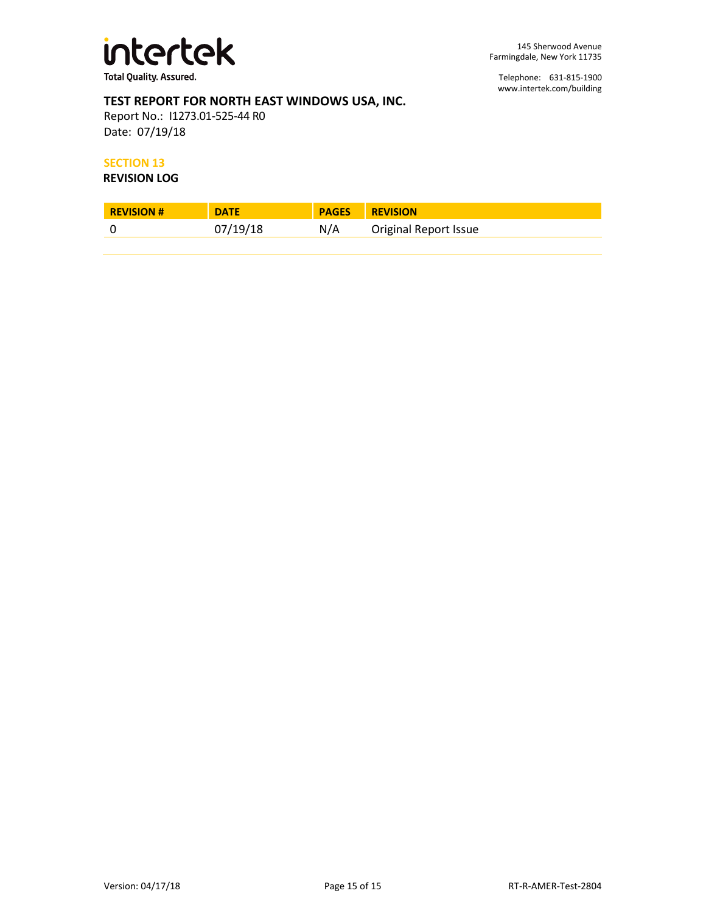**TEST REPORT FOR NORTH EAST WINDOWS USA, INC.**

Report No.: I1273.01-525-44 R0

Date: 07/19/18

## SECTION 13

### REVISION LOG

| REVISION # | DATE | PAGES | REVISION |
|---|---|---|---|
| 0 | 07/19/18 | N/A | Original Report Issue |